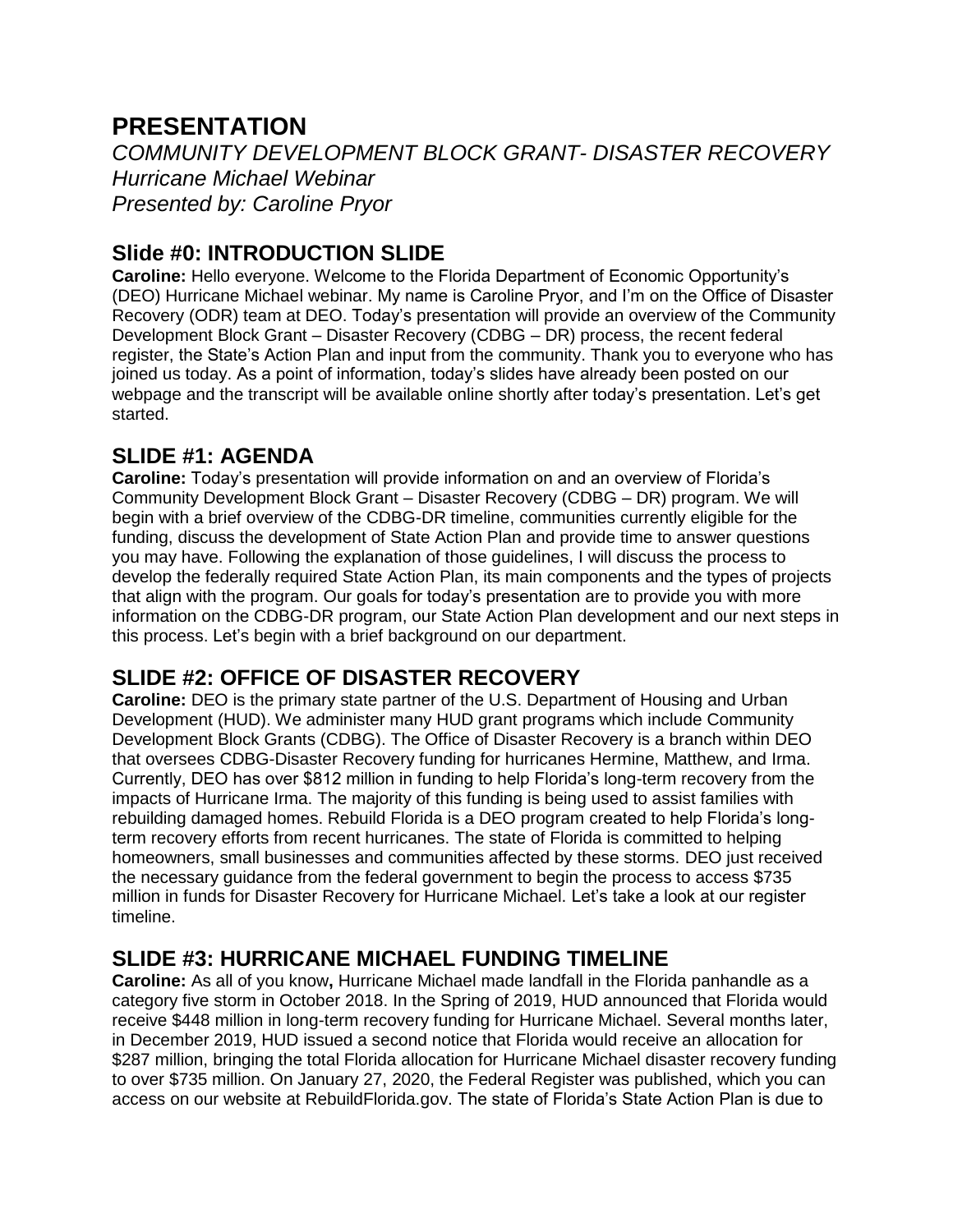# PRESENTATION

*COMMUNITY DEVELOPMENT BLOCK GRANT- DISASTER RECOVERY*
*Hurricane Michael Webinar*
*Presented by: Caroline Pryor*

## Slide #0: INTRODUCTION SLIDE

**Caroline:** Hello everyone. Welcome to the Florida Department of Economic Opportunity's (DEO) Hurricane Michael webinar. My name is Caroline Pryor, and I'm on the Office of Disaster Recovery (ODR) team at DEO. Today's presentation will provide an overview of the Community Development Block Grant – Disaster Recovery (CDBG – DR) process, the recent federal register, the State's Action Plan and input from the community. Thank you to everyone who has joined us today. As a point of information, today's slides have already been posted on our webpage and the transcript will be available online shortly after today's presentation. Let's get started.

## SLIDE #1: AGENDA

**Caroline:** Today's presentation will provide information on and an overview of Florida's Community Development Block Grant – Disaster Recovery (CDBG – DR) program. We will begin with a brief overview of the CDBG-DR timeline, communities currently eligible for the funding, discuss the development of State Action Plan and provide time to answer questions you may have. Following the explanation of those guidelines, I will discuss the process to develop the federally required State Action Plan, its main components and the types of projects that align with the program. Our goals for today's presentation are to provide you with more information on the CDBG-DR program, our State Action Plan development and our next steps in this process. Let's begin with a brief background on our department.

## SLIDE #2: OFFICE OF DISASTER RECOVERY

**Caroline:** DEO is the primary state partner of the U.S. Department of Housing and Urban Development (HUD). We administer many HUD grant programs which include Community Development Block Grants (CDBG). The Office of Disaster Recovery is a branch within DEO that oversees CDBG-Disaster Recovery funding for hurricanes Hermine, Matthew, and Irma. Currently, DEO has over $812 million in funding to help Florida's long-term recovery from the impacts of Hurricane Irma. The majority of this funding is being used to assist families with rebuilding damaged homes. Rebuild Florida is a DEO program created to help Florida's long-term recovery efforts from recent hurricanes. The state of Florida is committed to helping homeowners, small businesses and communities affected by these storms. DEO just received the necessary guidance from the federal government to begin the process to access $735 million in funds for Disaster Recovery for Hurricane Michael. Let's take a look at our register timeline.

## SLIDE #3: HURRICANE MICHAEL FUNDING TIMELINE

**Caroline:** As all of you know**,** Hurricane Michael made landfall in the Florida panhandle as a category five storm in October 2018. In the Spring of 2019, HUD announced that Florida would receive $448 million in long-term recovery funding for Hurricane Michael. Several months later, in December 2019, HUD issued a second notice that Florida would receive an allocation for $287 million, bringing the total Florida allocation for Hurricane Michael disaster recovery funding to over $735 million. On January 27, 2020, the Federal Register was published, which you can access on our website at RebuildFlorida.gov. The state of Florida's State Action Plan is due to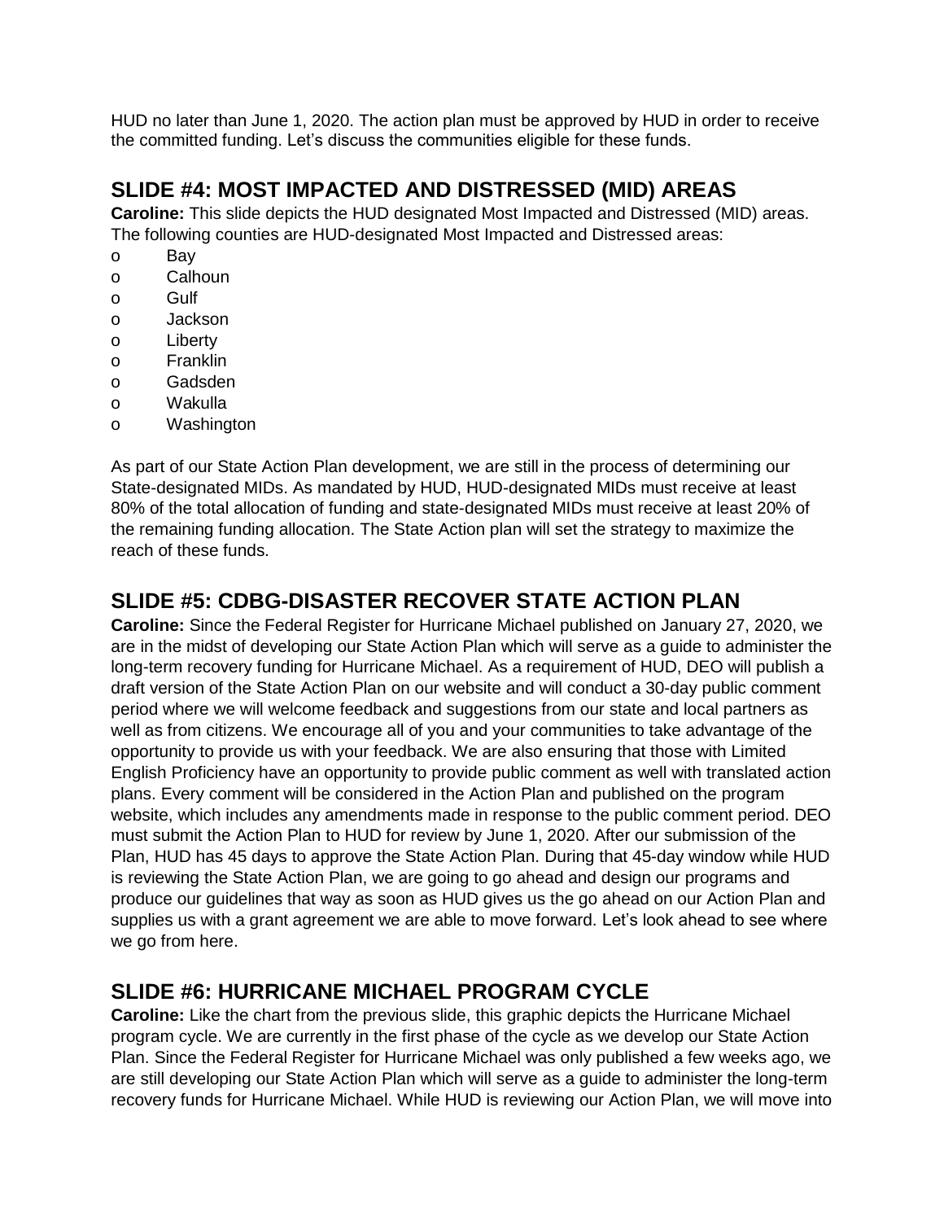HUD no later than June 1, 2020. The action plan must be approved by HUD in order to receive the committed funding. Let's discuss the communities eligible for these funds.

## SLIDE #4: MOST IMPACTED AND DISTRESSED (MID) AREAS

**Caroline:** This slide depicts the HUD designated Most Impacted and Distressed (MID) areas. The following counties are HUD-designated Most Impacted and Distressed areas:

- Bay
- Calhoun
- Gulf
- Jackson
- Liberty
- Franklin
- Gadsden
- Wakulla
- Washington

As part of our State Action Plan development, we are still in the process of determining our State-designated MIDs. As mandated by HUD, HUD-designated MIDs must receive at least 80% of the total allocation of funding and state-designated MIDs must receive at least 20% of the remaining funding allocation. The State Action plan will set the strategy to maximize the reach of these funds.

## SLIDE #5: CDBG-DISASTER RECOVER STATE ACTION PLAN

**Caroline:** Since the Federal Register for Hurricane Michael published on January 27, 2020, we are in the midst of developing our State Action Plan which will serve as a guide to administer the long-term recovery funding for Hurricane Michael. As a requirement of HUD, DEO will publish a draft version of the State Action Plan on our website and will conduct a 30-day public comment period where we will welcome feedback and suggestions from our state and local partners as well as from citizens. We encourage all of you and your communities to take advantage of the opportunity to provide us with your feedback. We are also ensuring that those with Limited English Proficiency have an opportunity to provide public comment as well with translated action plans. Every comment will be considered in the Action Plan and published on the program website, which includes any amendments made in response to the public comment period. DEO must submit the Action Plan to HUD for review by June 1, 2020. After our submission of the Plan, HUD has 45 days to approve the State Action Plan. During that 45-day window while HUD is reviewing the State Action Plan, we are going to go ahead and design our programs and produce our guidelines that way as soon as HUD gives us the go ahead on our Action Plan and supplies us with a grant agreement we are able to move forward. Let's look ahead to see where we go from here.

## SLIDE #6: HURRICANE MICHAEL PROGRAM CYCLE

**Caroline:** Like the chart from the previous slide, this graphic depicts the Hurricane Michael program cycle. We are currently in the first phase of the cycle as we develop our State Action Plan. Since the Federal Register for Hurricane Michael was only published a few weeks ago, we are still developing our State Action Plan which will serve as a guide to administer the long-term recovery funds for Hurricane Michael. While HUD is reviewing our Action Plan, we will move into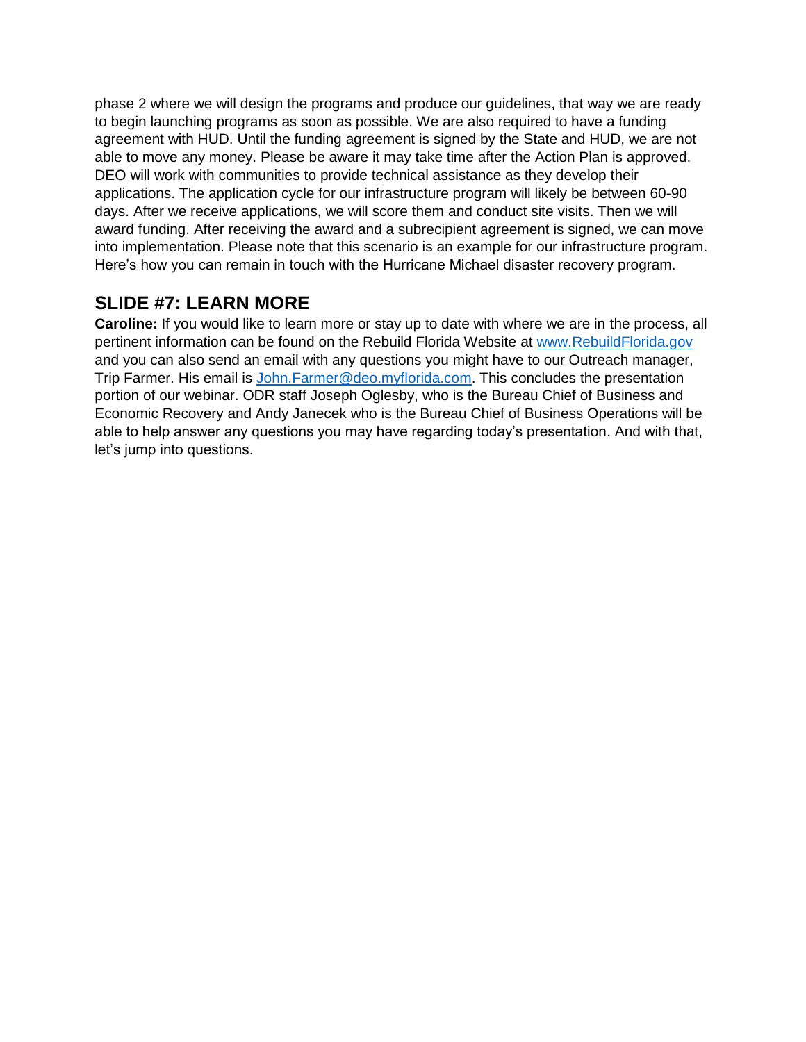phase 2 where we will design the programs and produce our guidelines, that way we are ready to begin launching programs as soon as possible. We are also required to have a funding agreement with HUD. Until the funding agreement is signed by the State and HUD, we are not able to move any money. Please be aware it may take time after the Action Plan is approved. DEO will work with communities to provide technical assistance as they develop their applications. The application cycle for our infrastructure program will likely be between 60-90 days. After we receive applications, we will score them and conduct site visits. Then we will award funding. After receiving the award and a subrecipient agreement is signed, we can move into implementation. Please note that this scenario is an example for our infrastructure program. Here's how you can remain in touch with the Hurricane Michael disaster recovery program.

## SLIDE #7: LEARN MORE

**Caroline:** If you would like to learn more or stay up to date with where we are in the process, all pertinent information can be found on the Rebuild Florida Website at [www.RebuildFlorida.gov](http://www.RebuildFlorida.gov) and you can also send an email with any questions you might have to our Outreach manager, Trip Farmer. His email is [John.Farmer@deo.myflorida.com](mailto:John.Farmer@deo.myflorida.com). This concludes the presentation portion of our webinar. ODR staff Joseph Oglesby, who is the Bureau Chief of Business and Economic Recovery and Andy Janecek who is the Bureau Chief of Business Operations will be able to help answer any questions you may have regarding today's presentation. And with that, let's jump into questions.